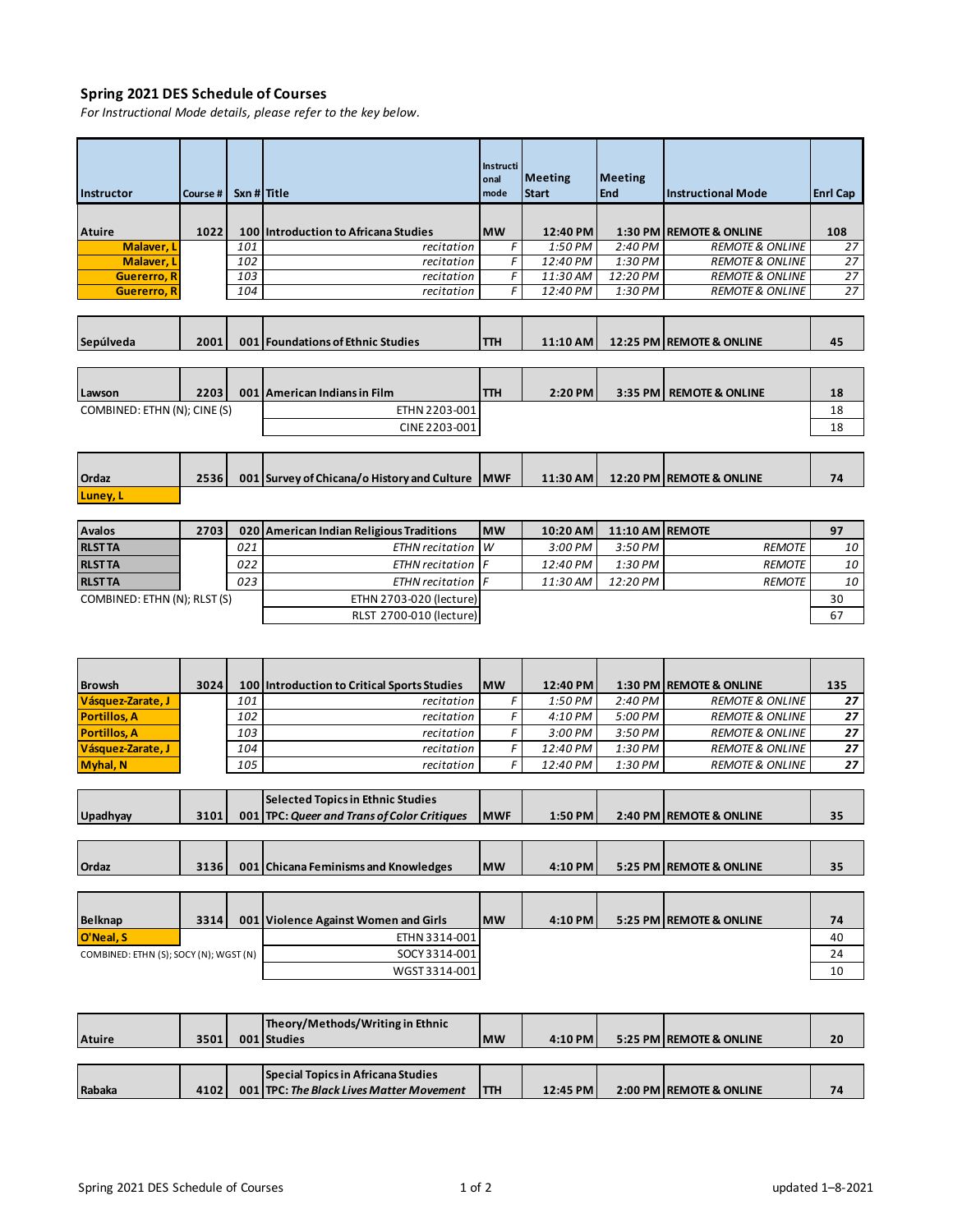# Spring 2021 DES Schedule of Courses

*For Instructional Mode details, please refer to the key below.*

| Instructor | Course # | Sxn # | Title | Instructional mode | Meeting Start | Meeting End | Instructional Mode | Enrl Cap |
|---|---|---|---|---|---|---|---|---|
| **Atuire** | **1022** | **100** | **Introduction to Africana Studies** | **MW** | **12:40 PM** | **1:30 PM** | **REMOTE & ONLINE** | **108** |
| **Malaver, L** | | *101* | *recitation* | *F* | *1:50 PM* | *2:40 PM* | *REMOTE & ONLINE* | *27* |
| **Malaver, L** | | *102* | *recitation* | *F* | *12:40 PM* | *1:30 PM* | *REMOTE & ONLINE* | *27* |
| **Guererro, R** | | *103* | *recitation* | *F* | *11:30 AM* | *12:20 PM* | *REMOTE & ONLINE* | *27* |
| **Guererro, R** | | *104* | *recitation* | *F* | *12:40 PM* | *1:30 PM* | *REMOTE & ONLINE* | *27* |
| | | | | | | | | |
| **Sepúlveda** | **2001** | **001** | **Foundations of Ethnic Studies** | **TTH** | **11:10 AM** | **12:25 PM** | **REMOTE & ONLINE** | **45** |
| | | | | | | | | |
| **Lawson** | **2203** | **001** | **American Indians in Film** | **TTH** | **2:20 PM** | **3:35 PM** | **REMOTE & ONLINE** | **18** |
| COMBINED: ETHN (N); CINE (S) | | | ETHN 2203-001 | | | | | 18 |
| | | | CINE 2203-001 | | | | | 18 |
| | | | | | | | | |
| **Ordaz** | **2536** | **001** | **Survey of Chicana/o History and Culture** | **MWF** | **11:30 AM** | **12:20 PM** | **REMOTE & ONLINE** | **74** |
| **Luney, L** | | | | | | | | |
| | | | | | | | | |
| **Avalos** | **2703** | **020** | **American Indian Religious Traditions** | **MW** | **10:20 AM** | **11:10 AM** | **REMOTE** | **97** |
| **RLST TA** | | *021* | *ETHN recitation* | *W* | *3:00 PM* | *3:50 PM* | *REMOTE* | *10* |
| **RLST TA** | | *022* | *ETHN recitation* | *F* | *12:40 PM* | *1:30 PM* | *REMOTE* | *10* |
| **RLST TA** | | *023* | *ETHN recitation* | *F* | *11:30 AM* | *12:20 PM* | *REMOTE* | *10* |
| COMBINED: ETHN (N); RLST (S) | | | ETHN 2703-020 (lecture) | | | | | 30 |
| | | | RLST 2700-010 (lecture) | | | | | 67 |
| | | | | | | | | |
| **Browsh** | **3024** | **100** | **Introduction to Critical Sports Studies** | **MW** | **12:40 PM** | **1:30 PM** | **REMOTE & ONLINE** | **135** |
| **Vásquez-Zarate, J** | | *101* | *recitation* | *F* | *1:50 PM* | *2:40 PM* | *REMOTE & ONLINE* | ***27*** |
| **Portillos, A** | | *102* | *recitation* | *F* | *4:10 PM* | *5:00 PM* | *REMOTE & ONLINE* | ***27*** |
| **Portillos, A** | | *103* | *recitation* | *F* | *3:00 PM* | *3:50 PM* | *REMOTE & ONLINE* | ***27*** |
| **Vásquez-Zarate, J** | | *104* | *recitation* | *F* | *12:40 PM* | *1:30 PM* | *REMOTE & ONLINE* | ***27*** |
| **Myhal, N** | | *105* | *recitation* | *F* | *12:40 PM* | *1:30 PM* | *REMOTE & ONLINE* | ***27*** |
| | | | | | | | | |
| **Upadhyay** | **3101** | **001** | **Selected Topics in Ethnic Studies TPC: *Queer and Trans of Color Critiques*** | **MWF** | **1:50 PM** | **2:40 PM** | **REMOTE & ONLINE** | **35** |
| | | | | | | | | |
| **Ordaz** | **3136** | **001** | **Chicana Feminisms and Knowledges** | **MW** | **4:10 PM** | **5:25 PM** | **REMOTE & ONLINE** | **35** |
| | | | | | | | | |
| **Belknap** | **3314** | **001** | **Violence Against Women and Girls** | **MW** | **4:10 PM** | **5:25 PM** | **REMOTE & ONLINE** | **74** |
| **O'Neal, S** | | | ETHN 3314-001 | | | | | 40 |
| COMBINED: ETHN (S); SOCY (N); WGST (N) | | | SOCY 3314-001 | | | | | 24 |
| | | | WGST 3314-001 | | | | | 10 |
| | | | | | | | | |
| **Atuire** | **3501** | **001** | **Theory/Methods/Writing in Ethnic Studies** | **MW** | **4:10 PM** | **5:25 PM** | **REMOTE & ONLINE** | **20** |
| | | | | | | | | |
| **Rabaka** | **4102** | **001** | **Special Topics in Africana Studies TPC: *The Black Lives Matter Movement*** | **TTH** | **12:45 PM** | **2:00 PM** | **REMOTE & ONLINE** | **74** |

updated 1–8-2021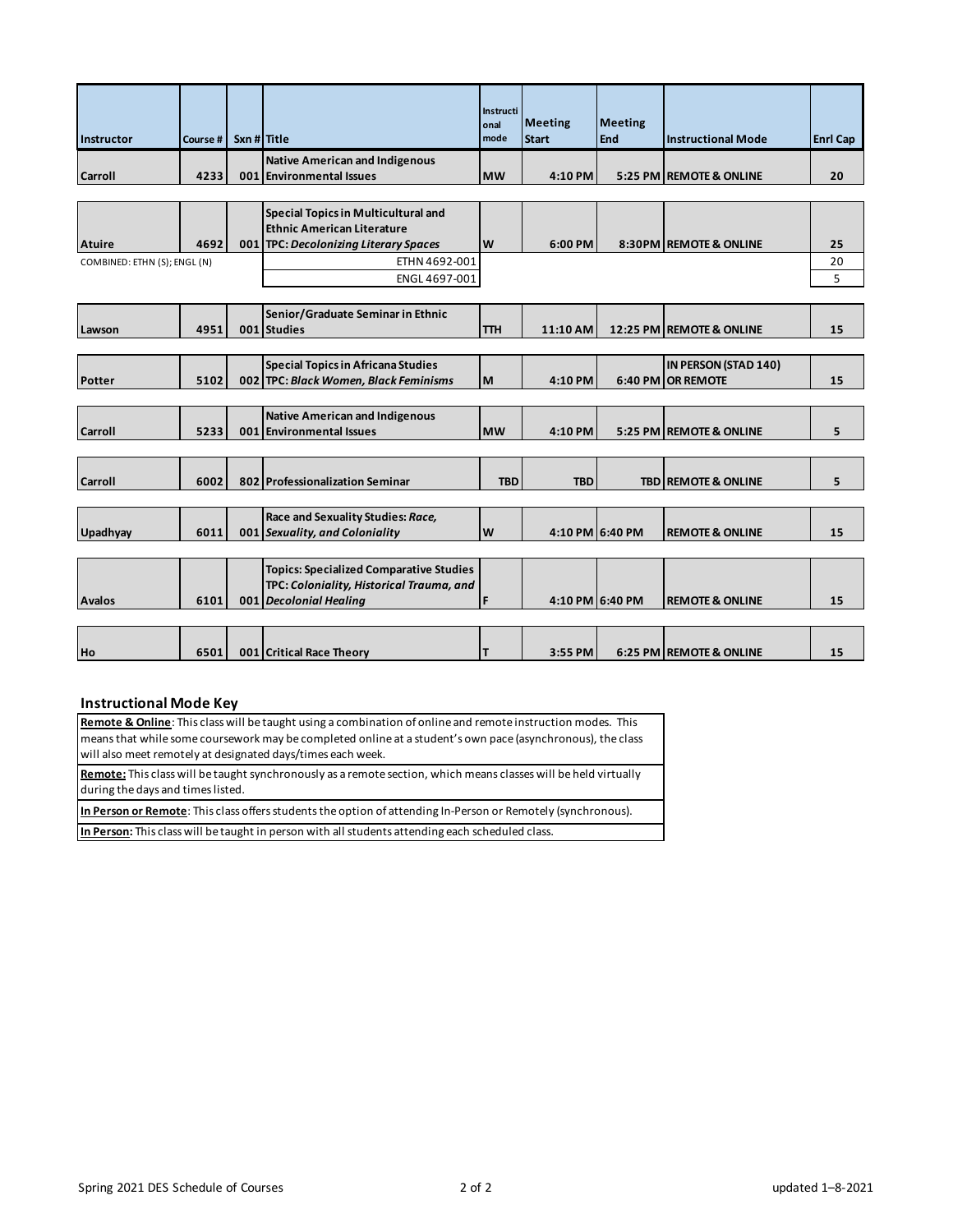| Instructor | Course # | Sxn # | Title | Instructional mode | Meeting Start | Meeting End | Instructional Mode | Enrl Cap |
|---|---|---|---|---|---|---|---|---|
| Carroll | 4233 | 001 | Native American and Indigenous Environmental Issues | MW | 4:10 PM | 5:25 PM | REMOTE & ONLINE | 20 |
| Atuire | 4692 | 001 | Special Topics in Multicultural and Ethnic American Literature TPC: *Decolonizing Literary Spaces* | W | 6:00 PM | 8:30PM | REMOTE & ONLINE | 25 |
| COMBINED: ETHN (S); ENGL (N) | | | ETHN 4692-001 | | | | | 20 |
| | | | ENGL 4697-001 | | | | | 5 |
| Lawson | 4951 | 001 | Senior/Graduate Seminar in Ethnic Studies | TTH | 11:10 AM | 12:25 PM | REMOTE & ONLINE | 15 |
| Potter | 5102 | 002 | Special Topics in Africana Studies TPC: *Black Women, Black Feminisms* | M | 4:10 PM | 6:40 PM | IN PERSON (STAD 140) OR REMOTE | 15 |
| Carroll | 5233 | 001 | Native American and Indigenous Environmental Issues | MW | 4:10 PM | 5:25 PM | REMOTE & ONLINE | 5 |
| Carroll | 6002 | 802 | Professionalization Seminar | TBD | TBD | TBD | REMOTE & ONLINE | 5 |
| Upadhyay | 6011 | 001 | Race and Sexuality Studies: *Race, Sexuality, and Coloniality* | W | 4:10 PM | 6:40 PM | REMOTE & ONLINE | 15 |
| Avalos | 6101 | 001 | Topics: Specialized Comparative Studies TPC: *Coloniality, Historical Trauma, and Decolonial Healing* | F | 4:10 PM | 6:40 PM | REMOTE & ONLINE | 15 |
| Ho | 6501 | 001 | Critical Race Theory | T | 3:55 PM | 6:25 PM | REMOTE & ONLINE | 15 |

## Instructional Mode Key

**Remote & Online**: This class will be taught using a combination of online and remote instruction modes. This means that while some coursework may be completed online at a student's own pace (asynchronous), the class will also meet remotely at designated days/times each week.

**Remote:** This class will be taught synchronously as a remote section, which means classes will be held virtually during the days and times listed.

**In Person or Remote**: This class offers students the option of attending In-Person or Remotely (synchronous).

**In Person:** This class will be taught in person with all students attending each scheduled class.

Spring 2021 DES Schedule of Courses — updated 1–8-2021